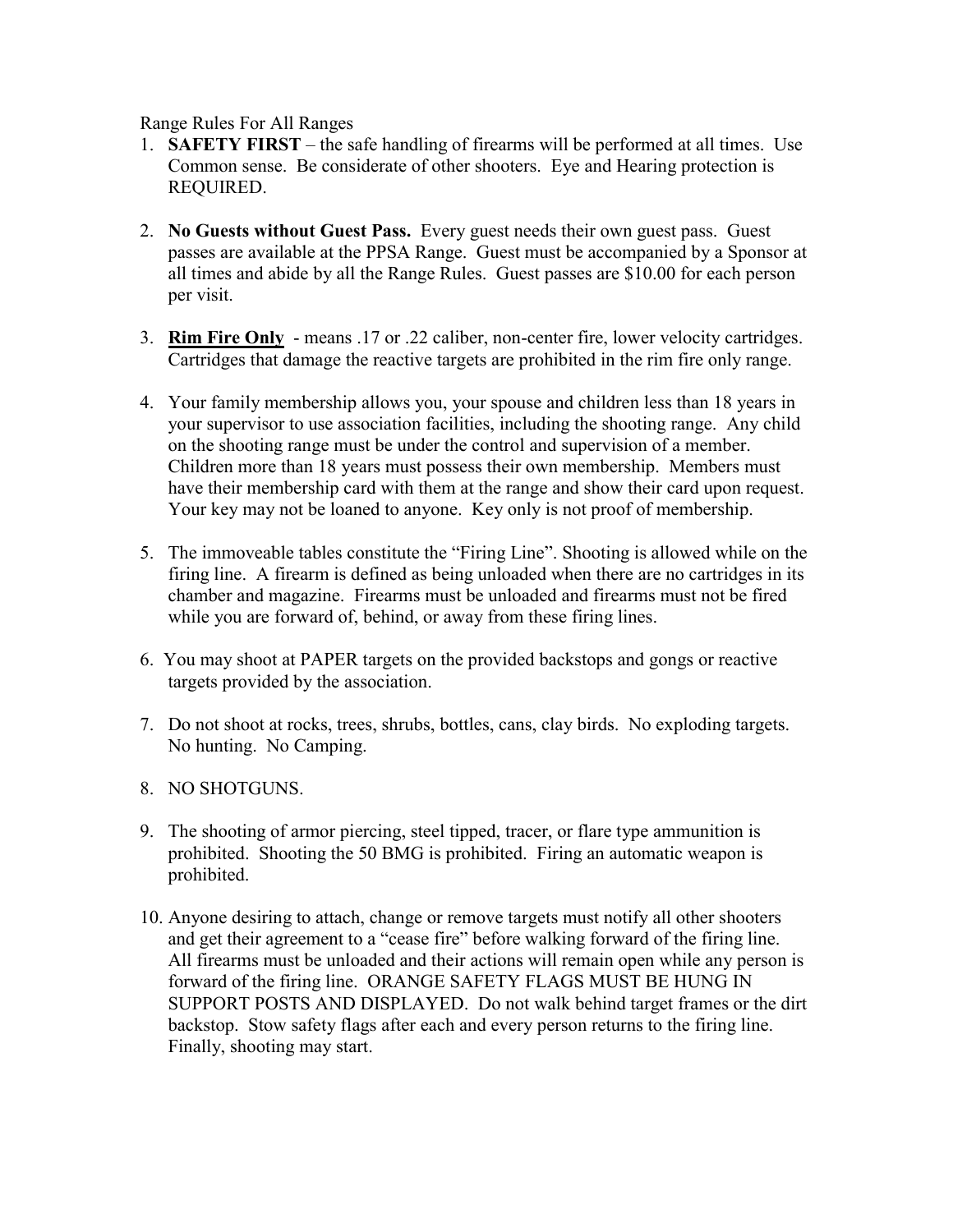Range Rules For All Ranges

1. **SAFETY FIRST** – the safe handling of firearms will be performed at all times. Use Common sense. Be considerate of other shooters. Eye and Hearing protection is REQUIRED.

2. **No Guests without Guest Pass.** Every guest needs their own guest pass. Guest passes are available at the PPSA Range. Guest must be accompanied by a Sponsor at all times and abide by all the Range Rules. Guest passes are $10.00 for each person per visit.

3. **<u>Rim Fire Only</u>** - means .17 or .22 caliber, non-center fire, lower velocity cartridges. Cartridges that damage the reactive targets are prohibited in the rim fire only range.

4. Your family membership allows you, your spouse and children less than 18 years in your supervisor to use association facilities, including the shooting range. Any child on the shooting range must be under the control and supervision of a member. Children more than 18 years must possess their own membership. Members must have their membership card with them at the range and show their card upon request. Your key may not be loaned to anyone. Key only is not proof of membership.

5. The immoveable tables constitute the "Firing Line". Shooting is allowed while on the firing line. A firearm is defined as being unloaded when there are no cartridges in its chamber and magazine. Firearms must be unloaded and firearms must not be fired while you are forward of, behind, or away from these firing lines.

6. You may shoot at PAPER targets on the provided backstops and gongs or reactive targets provided by the association.

7. Do not shoot at rocks, trees, shrubs, bottles, cans, clay birds. No exploding targets. No hunting. No Camping.

8. NO SHOTGUNS.

9. The shooting of armor piercing, steel tipped, tracer, or flare type ammunition is prohibited. Shooting the 50 BMG is prohibited. Firing an automatic weapon is prohibited.

10. Anyone desiring to attach, change or remove targets must notify all other shooters and get their agreement to a "cease fire" before walking forward of the firing line. All firearms must be unloaded and their actions will remain open while any person is forward of the firing line. ORANGE SAFETY FLAGS MUST BE HUNG IN SUPPORT POSTS AND DISPLAYED. Do not walk behind target frames or the dirt backstop. Stow safety flags after each and every person returns to the firing line. Finally, shooting may start.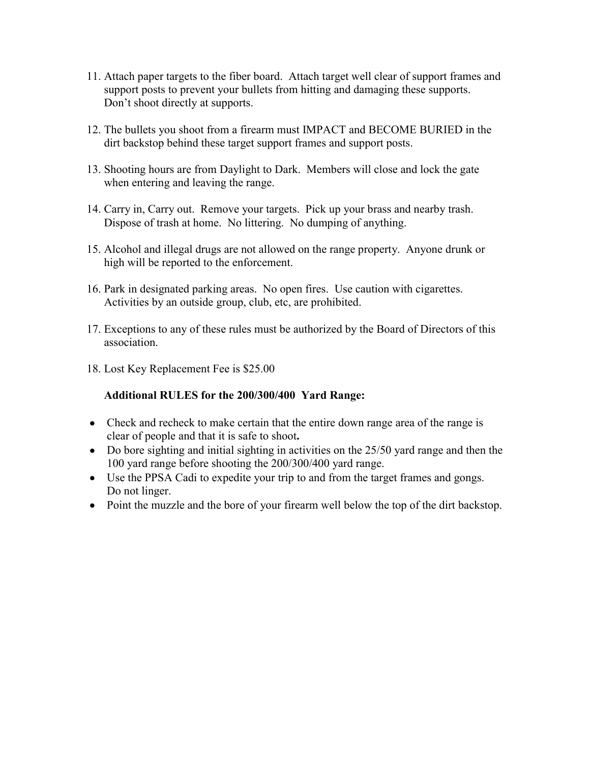11. Attach paper targets to the fiber board. Attach target well clear of support frames and support posts to prevent your bullets from hitting and damaging these supports. Don't shoot directly at supports.

12. The bullets you shoot from a firearm must IMPACT and BECOME BURIED in the dirt backstop behind these target support frames and support posts.

13. Shooting hours are from Daylight to Dark. Members will close and lock the gate when entering and leaving the range.

14. Carry in, Carry out. Remove your targets. Pick up your brass and nearby trash. Dispose of trash at home. No littering. No dumping of anything.

15. Alcohol and illegal drugs are not allowed on the range property. Anyone drunk or high will be reported to the enforcement.

16. Park in designated parking areas. No open fires. Use caution with cigarettes. Activities by an outside group, club, etc, are prohibited.

17. Exceptions to any of these rules must be authorized by the Board of Directors of this association.

18. Lost Key Replacement Fee is $25.00

**Additional RULES for the 200/300/400 Yard Range:**

- Check and recheck to make certain that the entire down range area of the range is clear of people and that it is safe to shoot**.**
- Do bore sighting and initial sighting in activities on the 25/50 yard range and then the 100 yard range before shooting the 200/300/400 yard range.
- Use the PPSA Cadi to expedite your trip to and from the target frames and gongs. Do not linger.
- Point the muzzle and the bore of your firearm well below the top of the dirt backstop.